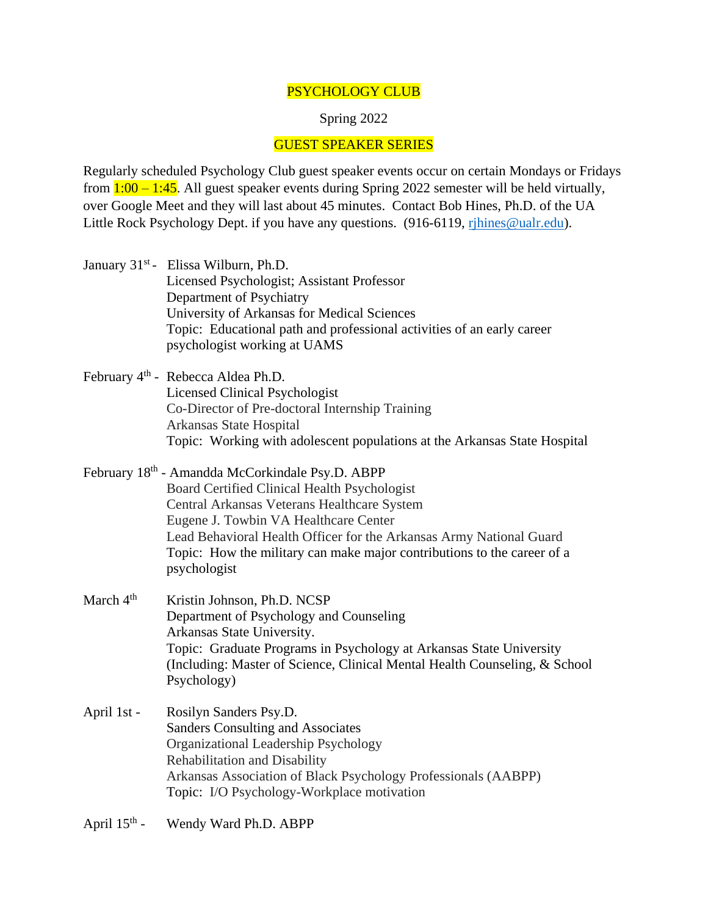# PSYCHOLOGY CLUB

Spring 2022

## GUEST SPEAKER SERIES

Regularly scheduled Psychology Club guest speaker events occur on certain Mondays or Fridays from 1:00 – 1:45. All guest speaker events during Spring 2022 semester will be held virtually, over Google Meet and they will last about 45 minutes. Contact Bob Hines, Ph.D. of the UA Little Rock Psychology Dept. if you have any questions. (916-6119, rjhines@ualr.edu).

January 31st - Elissa Wilburn, Ph.D.
Licensed Psychologist; Assistant Professor
Department of Psychiatry
University of Arkansas for Medical Sciences
Topic: Educational path and professional activities of an early career psychologist working at UAMS

February 4th - Rebecca Aldea Ph.D.
Licensed Clinical Psychologist
Co-Director of Pre-doctoral Internship Training
Arkansas State Hospital
Topic: Working with adolescent populations at the Arkansas State Hospital

February 18th - Amandda McCorkindale Psy.D. ABPP
Board Certified Clinical Health Psychologist
Central Arkansas Veterans Healthcare System
Eugene J. Towbin VA Healthcare Center
Lead Behavioral Health Officer for the Arkansas Army National Guard
Topic: How the military can make major contributions to the career of a psychologist

March 4th Kristin Johnson, Ph.D. NCSP
Department of Psychology and Counseling
Arkansas State University.
Topic: Graduate Programs in Psychology at Arkansas State University (Including: Master of Science, Clinical Mental Health Counseling, & School Psychology)

April 1st - Rosilyn Sanders Psy.D.
Sanders Consulting and Associates
Organizational Leadership Psychology
Rehabilitation and Disability
Arkansas Association of Black Psychology Professionals (AABPP)
Topic: I/O Psychology-Workplace motivation

April 15th - Wendy Ward Ph.D. ABPP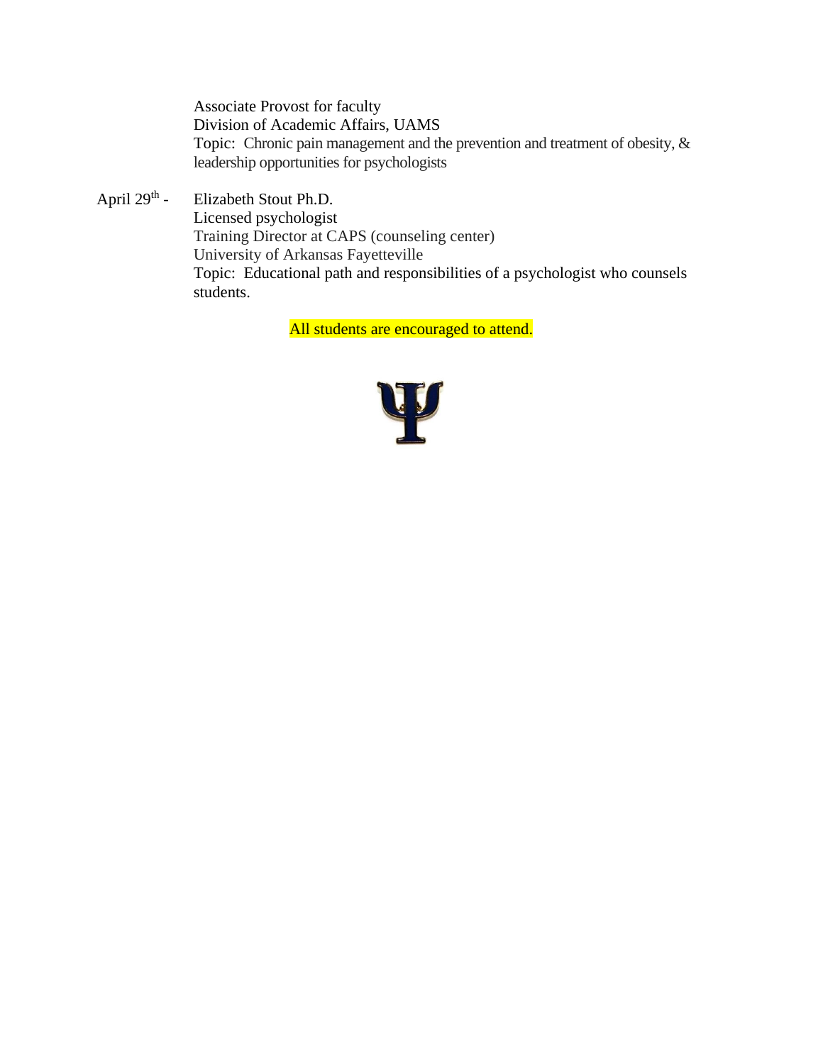Associate Provost for faculty
Division of Academic Affairs, UAMS
Topic: Chronic pain management and the prevention and treatment of obesity, & leadership opportunities for psychologists

April 29th - Elizabeth Stout Ph.D.
Licensed psychologist
Training Director at CAPS (counseling center)
University of Arkansas Fayetteville
Topic: Educational path and responsibilities of a psychologist who counsels students.

All students are encouraged to attend.